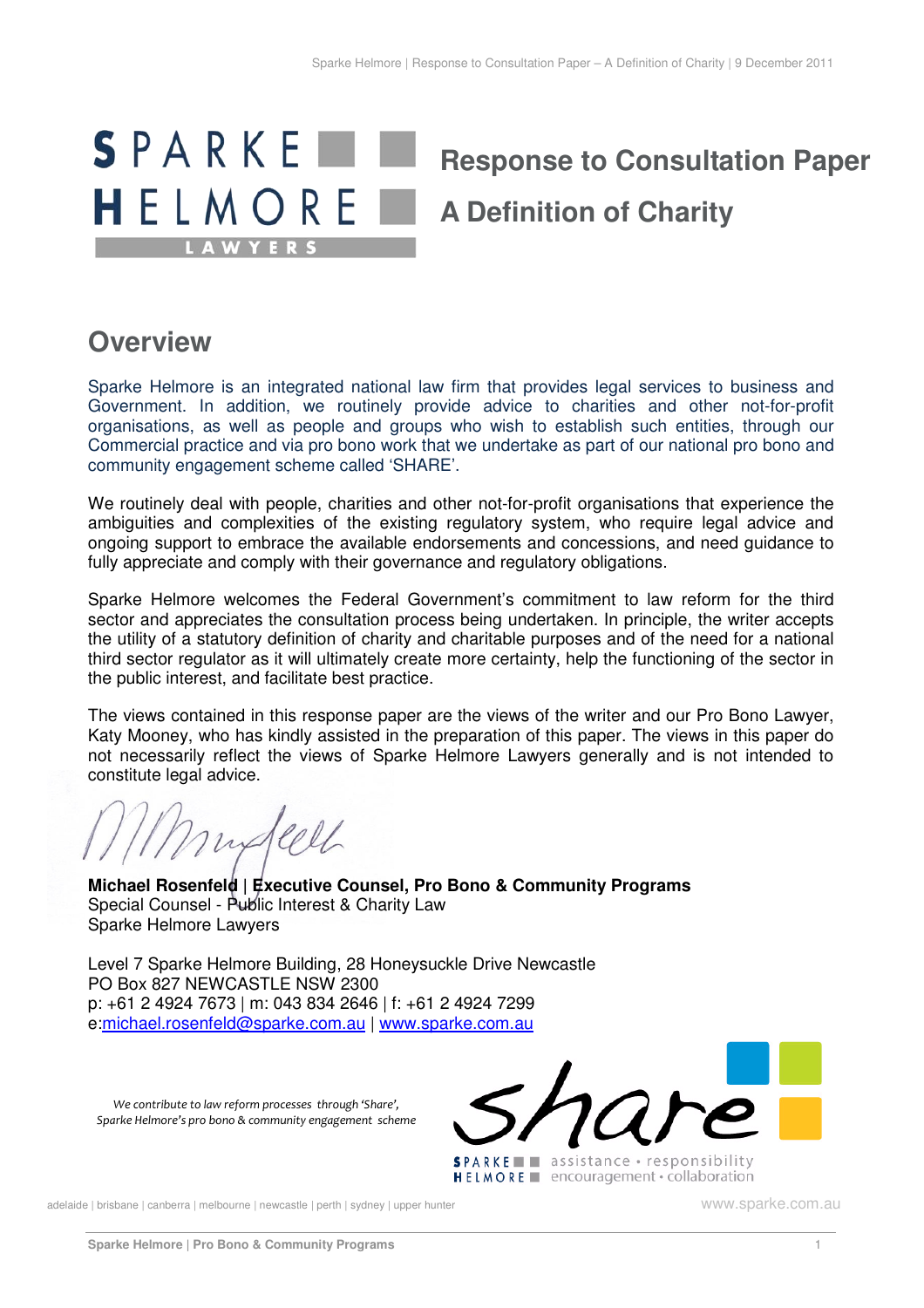# Response to Consultation Paper

# A Definition of Charity

## Overview

Sparke Helmore is an integrated national law firm that provides legal services to business and Government. In addition, we routinely provide advice to charities and other not-for-profit organisations, as well as people and groups who wish to establish such entities, through our Commercial practice and via pro bono work that we undertake as part of our national pro bono and community engagement scheme called 'SHARE'.

We routinely deal with people, charities and other not-for-profit organisations that experience the ambiguities and complexities of the existing regulatory system, who require legal advice and ongoing support to embrace the available endorsements and concessions, and need guidance to fully appreciate and comply with their governance and regulatory obligations.

Sparke Helmore welcomes the Federal Government's commitment to law reform for the third sector and appreciates the consultation process being undertaken. In principle, the writer accepts the utility of a statutory definition of charity and charitable purposes and of the need for a national third sector regulator as it will ultimately create more certainty, help the functioning of the sector in the public interest, and facilitate best practice.

The views contained in this response paper are the views of the writer and our Pro Bono Lawyer, Katy Mooney, who has kindly assisted in the preparation of this paper. The views in this paper do not necessarily reflect the views of Sparke Helmore Lawyers generally and is not intended to constitute legal advice.

**Michael Rosenfeld** | **Executive Counsel, Pro Bono & Community Programs**
Special Counsel - Public Interest & Charity Law
Sparke Helmore Lawyers

Level 7 Sparke Helmore Building, 28 Honeysuckle Drive Newcastle
PO Box 827 NEWCASTLE NSW 2300
p: +61 2 4924 7673 | m: 043 834 2646 | f: +61 2 4924 7299
e:michael.rosenfeld@sparke.com.au | www.sparke.com.au

*We contribute to law reform processes through 'Share', Sparke Helmore's pro bono & community engagement scheme*

share — assistance • responsibility • encouragement • collaboration

adelaide | brisbane | canberra | melbourne | newcastle | perth | sydney | upper hunter

www.sparke.com.au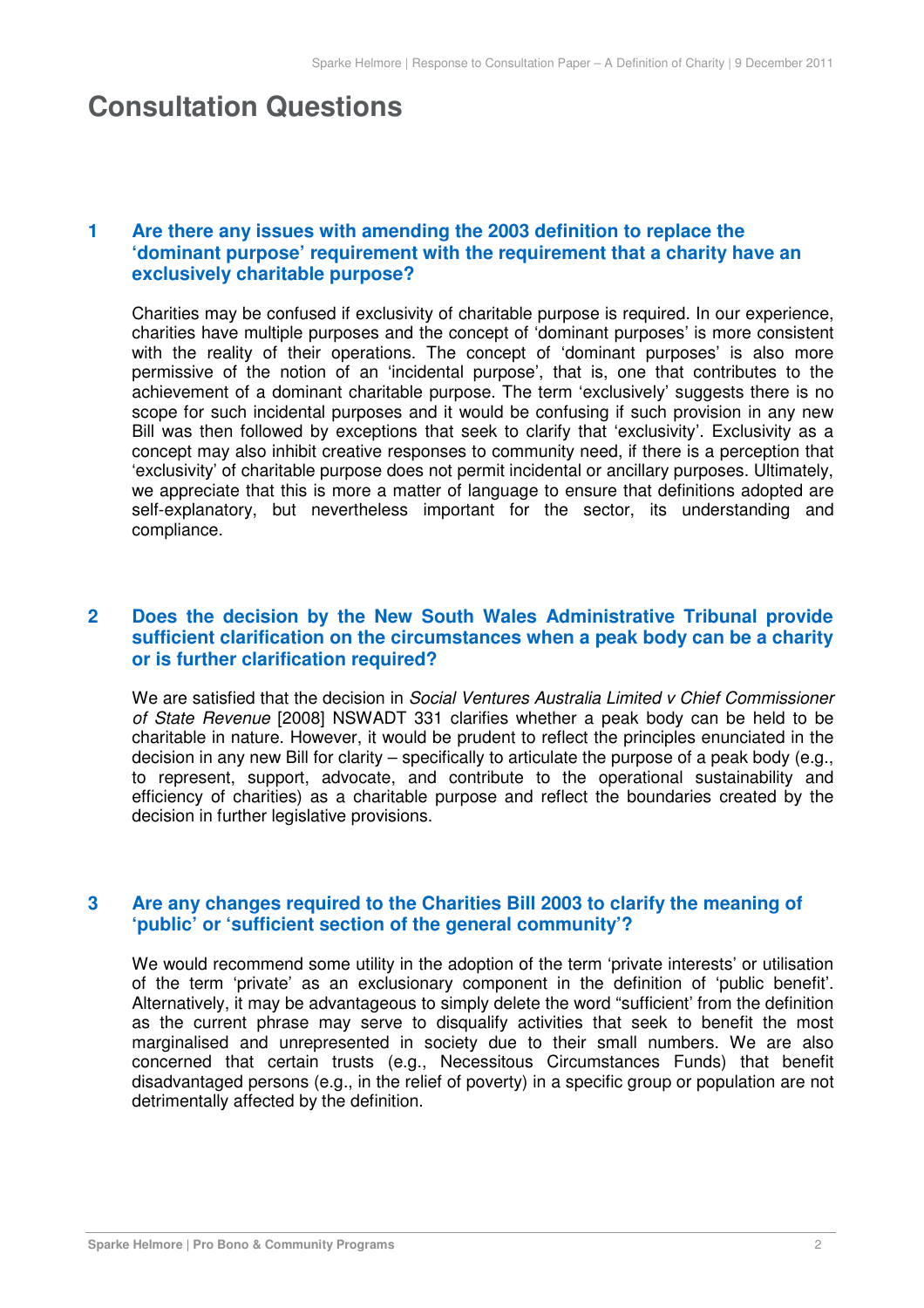# Consultation Questions

## 1 Are there any issues with amending the 2003 definition to replace the 'dominant purpose' requirement with the requirement that a charity have an exclusively charitable purpose?

Charities may be confused if exclusivity of charitable purpose is required. In our experience, charities have multiple purposes and the concept of 'dominant purposes' is more consistent with the reality of their operations. The concept of 'dominant purposes' is also more permissive of the notion of an 'incidental purpose', that is, one that contributes to the achievement of a dominant charitable purpose. The term 'exclusively' suggests there is no scope for such incidental purposes and it would be confusing if such provision in any new Bill was then followed by exceptions that seek to clarify that 'exclusivity'. Exclusivity as a concept may also inhibit creative responses to community need, if there is a perception that 'exclusivity' of charitable purpose does not permit incidental or ancillary purposes. Ultimately, we appreciate that this is more a matter of language to ensure that definitions adopted are self-explanatory, but nevertheless important for the sector, its understanding and compliance.

## 2 Does the decision by the New South Wales Administrative Tribunal provide sufficient clarification on the circumstances when a peak body can be a charity or is further clarification required?

We are satisfied that the decision in *Social Ventures Australia Limited v Chief Commissioner of State Revenue* [2008] NSWADT 331 clarifies whether a peak body can be held to be charitable in nature. However, it would be prudent to reflect the principles enunciated in the decision in any new Bill for clarity – specifically to articulate the purpose of a peak body (e.g., to represent, support, advocate, and contribute to the operational sustainability and efficiency of charities) as a charitable purpose and reflect the boundaries created by the decision in further legislative provisions.

## 3 Are any changes required to the Charities Bill 2003 to clarify the meaning of 'public' or 'sufficient section of the general community'?

We would recommend some utility in the adoption of the term 'private interests' or utilisation of the term 'private' as an exclusionary component in the definition of 'public benefit'. Alternatively, it may be advantageous to simply delete the word "sufficient' from the definition as the current phrase may serve to disqualify activities that seek to benefit the most marginalised and unrepresented in society due to their small numbers. We are also concerned that certain trusts (e.g., Necessitous Circumstances Funds) that benefit disadvantaged persons (e.g., in the relief of poverty) in a specific group or population are not detrimentally affected by the definition.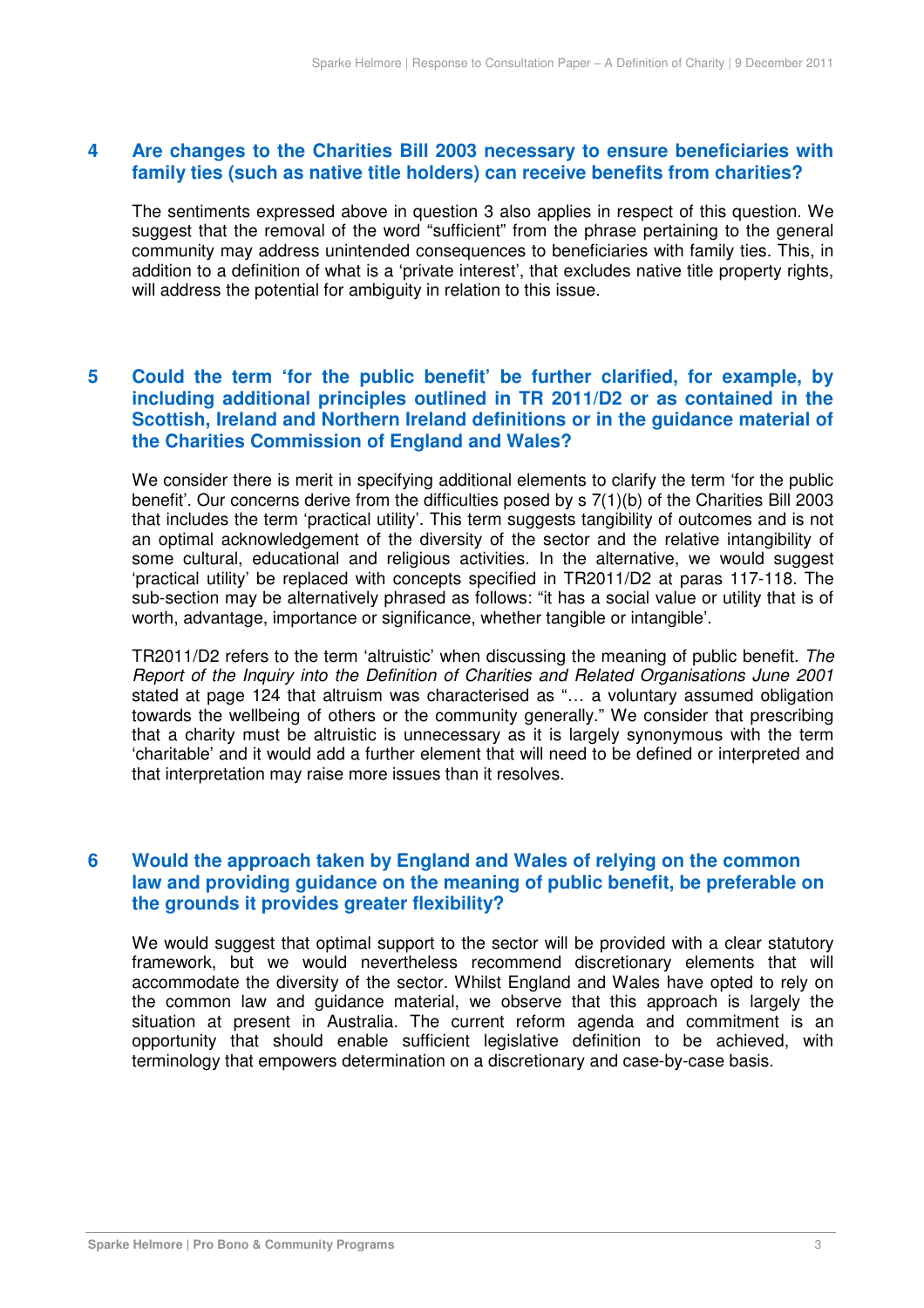## 4 Are changes to the Charities Bill 2003 necessary to ensure beneficiaries with family ties (such as native title holders) can receive benefits from charities?

The sentiments expressed above in question 3 also applies in respect of this question. We suggest that the removal of the word "sufficient" from the phrase pertaining to the general community may address unintended consequences to beneficiaries with family ties. This, in addition to a definition of what is a 'private interest', that excludes native title property rights, will address the potential for ambiguity in relation to this issue.

## 5 Could the term 'for the public benefit' be further clarified, for example, by including additional principles outlined in TR 2011/D2 or as contained in the Scottish, Ireland and Northern Ireland definitions or in the guidance material of the Charities Commission of England and Wales?

We consider there is merit in specifying additional elements to clarify the term 'for the public benefit'. Our concerns derive from the difficulties posed by s 7(1)(b) of the Charities Bill 2003 that includes the term 'practical utility'. This term suggests tangibility of outcomes and is not an optimal acknowledgement of the diversity of the sector and the relative intangibility of some cultural, educational and religious activities. In the alternative, we would suggest 'practical utility' be replaced with concepts specified in TR2011/D2 at paras 117-118. The sub-section may be alternatively phrased as follows: "it has a social value or utility that is of worth, advantage, importance or significance, whether tangible or intangible'.

TR2011/D2 refers to the term 'altruistic' when discussing the meaning of public benefit. *The Report of the Inquiry into the Definition of Charities and Related Organisations June 2001* stated at page 124 that altruism was characterised as "… a voluntary assumed obligation towards the wellbeing of others or the community generally." We consider that prescribing that a charity must be altruistic is unnecessary as it is largely synonymous with the term 'charitable' and it would add a further element that will need to be defined or interpreted and that interpretation may raise more issues than it resolves.

## 6 Would the approach taken by England and Wales of relying on the common law and providing guidance on the meaning of public benefit, be preferable on the grounds it provides greater flexibility?

We would suggest that optimal support to the sector will be provided with a clear statutory framework, but we would nevertheless recommend discretionary elements that will accommodate the diversity of the sector. Whilst England and Wales have opted to rely on the common law and guidance material, we observe that this approach is largely the situation at present in Australia. The current reform agenda and commitment is an opportunity that should enable sufficient legislative definition to be achieved, with terminology that empowers determination on a discretionary and case-by-case basis.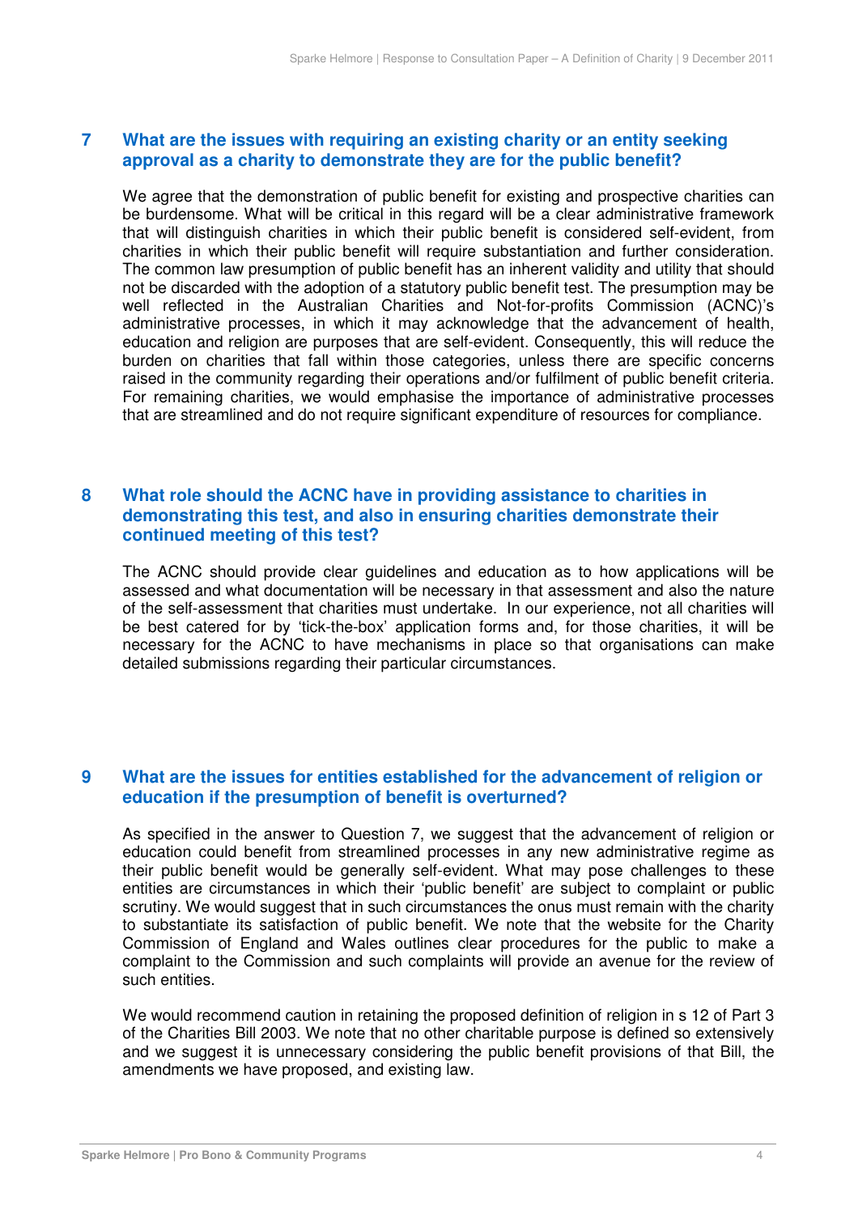## 7 What are the issues with requiring an existing charity or an entity seeking approval as a charity to demonstrate they are for the public benefit?

We agree that the demonstration of public benefit for existing and prospective charities can be burdensome. What will be critical in this regard will be a clear administrative framework that will distinguish charities in which their public benefit is considered self-evident, from charities in which their public benefit will require substantiation and further consideration. The common law presumption of public benefit has an inherent validity and utility that should not be discarded with the adoption of a statutory public benefit test. The presumption may be well reflected in the Australian Charities and Not-for-profits Commission (ACNC)'s administrative processes, in which it may acknowledge that the advancement of health, education and religion are purposes that are self-evident. Consequently, this will reduce the burden on charities that fall within those categories, unless there are specific concerns raised in the community regarding their operations and/or fulfilment of public benefit criteria. For remaining charities, we would emphasise the importance of administrative processes that are streamlined and do not require significant expenditure of resources for compliance.

## 8 What role should the ACNC have in providing assistance to charities in demonstrating this test, and also in ensuring charities demonstrate their continued meeting of this test?

The ACNC should provide clear guidelines and education as to how applications will be assessed and what documentation will be necessary in that assessment and also the nature of the self-assessment that charities must undertake. In our experience, not all charities will be best catered for by 'tick-the-box' application forms and, for those charities, it will be necessary for the ACNC to have mechanisms in place so that organisations can make detailed submissions regarding their particular circumstances.

## 9 What are the issues for entities established for the advancement of religion or education if the presumption of benefit is overturned?

As specified in the answer to Question 7, we suggest that the advancement of religion or education could benefit from streamlined processes in any new administrative regime as their public benefit would be generally self-evident. What may pose challenges to these entities are circumstances in which their 'public benefit' are subject to complaint or public scrutiny. We would suggest that in such circumstances the onus must remain with the charity to substantiate its satisfaction of public benefit. We note that the website for the Charity Commission of England and Wales outlines clear procedures for the public to make a complaint to the Commission and such complaints will provide an avenue for the review of such entities.

We would recommend caution in retaining the proposed definition of religion in s 12 of Part 3 of the Charities Bill 2003. We note that no other charitable purpose is defined so extensively and we suggest it is unnecessary considering the public benefit provisions of that Bill, the amendments we have proposed, and existing law.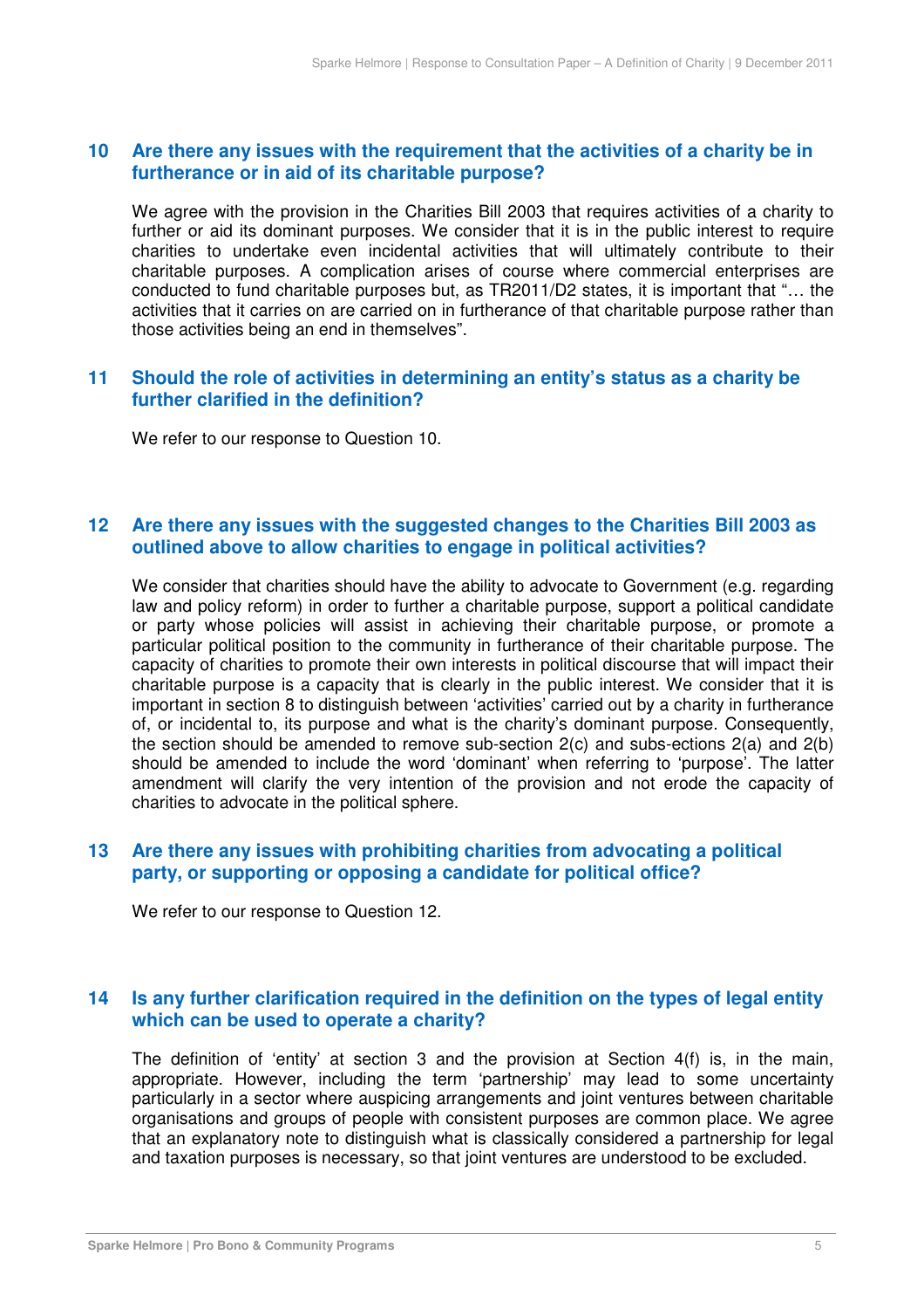## 10 Are there any issues with the requirement that the activities of a charity be in furtherance or in aid of its charitable purpose?

We agree with the provision in the Charities Bill 2003 that requires activities of a charity to further or aid its dominant purposes. We consider that it is in the public interest to require charities to undertake even incidental activities that will ultimately contribute to their charitable purposes. A complication arises of course where commercial enterprises are conducted to fund charitable purposes but, as TR2011/D2 states, it is important that "… the activities that it carries on are carried on in furtherance of that charitable purpose rather than those activities being an end in themselves".

## 11 Should the role of activities in determining an entity's status as a charity be further clarified in the definition?

We refer to our response to Question 10.

## 12 Are there any issues with the suggested changes to the Charities Bill 2003 as outlined above to allow charities to engage in political activities?

We consider that charities should have the ability to advocate to Government (e.g. regarding law and policy reform) in order to further a charitable purpose, support a political candidate or party whose policies will assist in achieving their charitable purpose, or promote a particular political position to the community in furtherance of their charitable purpose. The capacity of charities to promote their own interests in political discourse that will impact their charitable purpose is a capacity that is clearly in the public interest. We consider that it is important in section 8 to distinguish between 'activities' carried out by a charity in furtherance of, or incidental to, its purpose and what is the charity's dominant purpose. Consequently, the section should be amended to remove sub-section 2(c) and subs-ections 2(a) and 2(b) should be amended to include the word 'dominant' when referring to 'purpose'. The latter amendment will clarify the very intention of the provision and not erode the capacity of charities to advocate in the political sphere.

## 13 Are there any issues with prohibiting charities from advocating a political party, or supporting or opposing a candidate for political office?

We refer to our response to Question 12.

## 14 Is any further clarification required in the definition on the types of legal entity which can be used to operate a charity?

The definition of 'entity' at section 3 and the provision at Section 4(f) is, in the main, appropriate. However, including the term 'partnership' may lead to some uncertainty particularly in a sector where auspicing arrangements and joint ventures between charitable organisations and groups of people with consistent purposes are common place. We agree that an explanatory note to distinguish what is classically considered a partnership for legal and taxation purposes is necessary, so that joint ventures are understood to be excluded.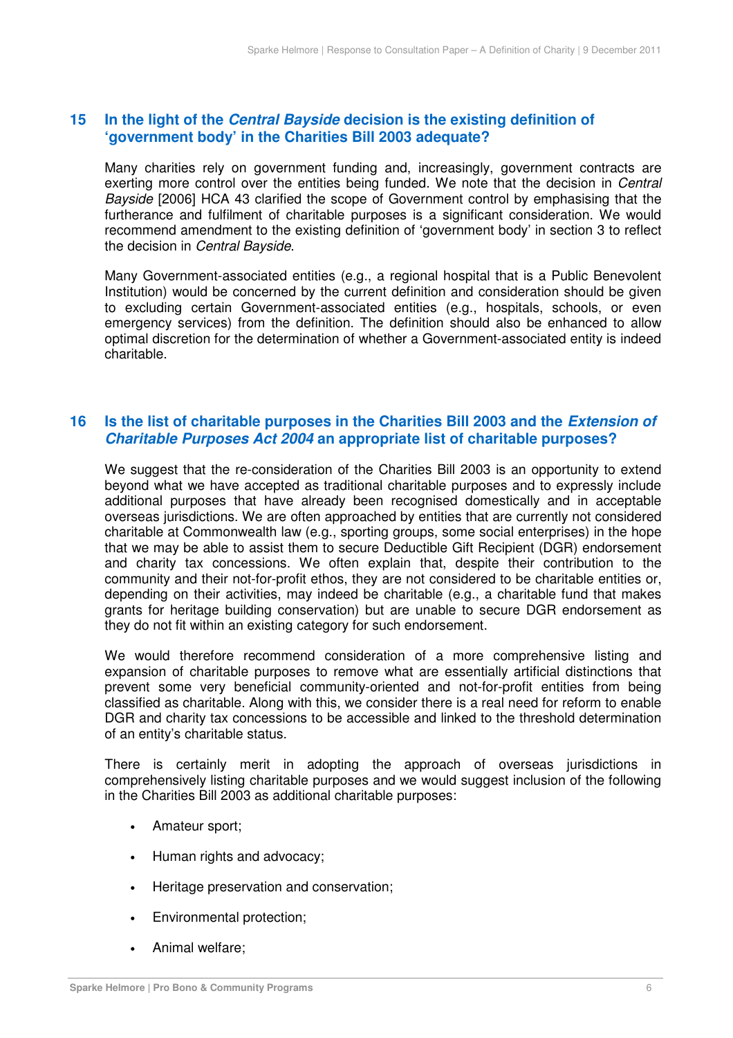## 15 In the light of the *Central Bayside* decision is the existing definition of 'government body' in the Charities Bill 2003 adequate?

Many charities rely on government funding and, increasingly, government contracts are exerting more control over the entities being funded. We note that the decision in *Central Bayside* [2006] HCA 43 clarified the scope of Government control by emphasising that the furtherance and fulfilment of charitable purposes is a significant consideration. We would recommend amendment to the existing definition of 'government body' in section 3 to reflect the decision in *Central Bayside*.

Many Government-associated entities (e.g., a regional hospital that is a Public Benevolent Institution) would be concerned by the current definition and consideration should be given to excluding certain Government-associated entities (e.g., hospitals, schools, or even emergency services) from the definition. The definition should also be enhanced to allow optimal discretion for the determination of whether a Government-associated entity is indeed charitable.

## 16 Is the list of charitable purposes in the Charities Bill 2003 and the *Extension of Charitable Purposes Act 2004* an appropriate list of charitable purposes?

We suggest that the re-consideration of the Charities Bill 2003 is an opportunity to extend beyond what we have accepted as traditional charitable purposes and to expressly include additional purposes that have already been recognised domestically and in acceptable overseas jurisdictions. We are often approached by entities that are currently not considered charitable at Commonwealth law (e.g., sporting groups, some social enterprises) in the hope that we may be able to assist them to secure Deductible Gift Recipient (DGR) endorsement and charity tax concessions. We often explain that, despite their contribution to the community and their not-for-profit ethos, they are not considered to be charitable entities or, depending on their activities, may indeed be charitable (e.g., a charitable fund that makes grants for heritage building conservation) but are unable to secure DGR endorsement as they do not fit within an existing category for such endorsement.

We would therefore recommend consideration of a more comprehensive listing and expansion of charitable purposes to remove what are essentially artificial distinctions that prevent some very beneficial community-oriented and not-for-profit entities from being classified as charitable. Along with this, we consider there is a real need for reform to enable DGR and charity tax concessions to be accessible and linked to the threshold determination of an entity's charitable status.

There is certainly merit in adopting the approach of overseas jurisdictions in comprehensively listing charitable purposes and we would suggest inclusion of the following in the Charities Bill 2003 as additional charitable purposes:

- Amateur sport;
- Human rights and advocacy;
- Heritage preservation and conservation;
- Environmental protection;
- Animal welfare;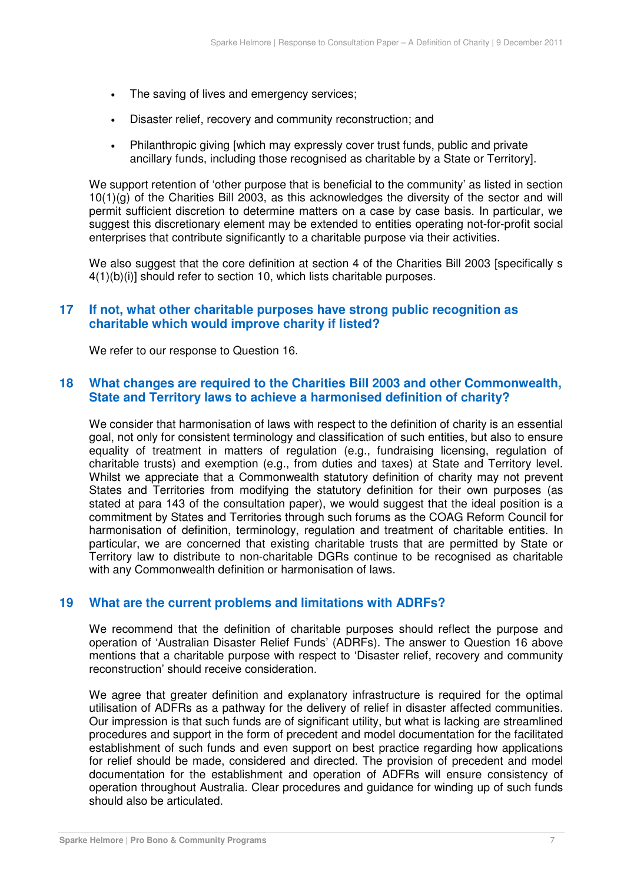- The saving of lives and emergency services;
- Disaster relief, recovery and community reconstruction; and
- Philanthropic giving [which may expressly cover trust funds, public and private ancillary funds, including those recognised as charitable by a State or Territory].

We support retention of 'other purpose that is beneficial to the community' as listed in section 10(1)(g) of the Charities Bill 2003, as this acknowledges the diversity of the sector and will permit sufficient discretion to determine matters on a case by case basis. In particular, we suggest this discretionary element may be extended to entities operating not-for-profit social enterprises that contribute significantly to a charitable purpose via their activities.

We also suggest that the core definition at section 4 of the Charities Bill 2003 [specifically s 4(1)(b)(i)] should refer to section 10, which lists charitable purposes.

## 17 If not, what other charitable purposes have strong public recognition as charitable which would improve charity if listed?

We refer to our response to Question 16.

## 18 What changes are required to the Charities Bill 2003 and other Commonwealth, State and Territory laws to achieve a harmonised definition of charity?

We consider that harmonisation of laws with respect to the definition of charity is an essential goal, not only for consistent terminology and classification of such entities, but also to ensure equality of treatment in matters of regulation (e.g., fundraising licensing, regulation of charitable trusts) and exemption (e.g., from duties and taxes) at State and Territory level. Whilst we appreciate that a Commonwealth statutory definition of charity may not prevent States and Territories from modifying the statutory definition for their own purposes (as stated at para 143 of the consultation paper), we would suggest that the ideal position is a commitment by States and Territories through such forums as the COAG Reform Council for harmonisation of definition, terminology, regulation and treatment of charitable entities. In particular, we are concerned that existing charitable trusts that are permitted by State or Territory law to distribute to non-charitable DGRs continue to be recognised as charitable with any Commonwealth definition or harmonisation of laws.

## 19 What are the current problems and limitations with ADRFs?

We recommend that the definition of charitable purposes should reflect the purpose and operation of 'Australian Disaster Relief Funds' (ADRFs). The answer to Question 16 above mentions that a charitable purpose with respect to 'Disaster relief, recovery and community reconstruction' should receive consideration.

We agree that greater definition and explanatory infrastructure is required for the optimal utilisation of ADFRs as a pathway for the delivery of relief in disaster affected communities. Our impression is that such funds are of significant utility, but what is lacking are streamlined procedures and support in the form of precedent and model documentation for the facilitated establishment of such funds and even support on best practice regarding how applications for relief should be made, considered and directed. The provision of precedent and model documentation for the establishment and operation of ADFRs will ensure consistency of operation throughout Australia. Clear procedures and guidance for winding up of such funds should also be articulated.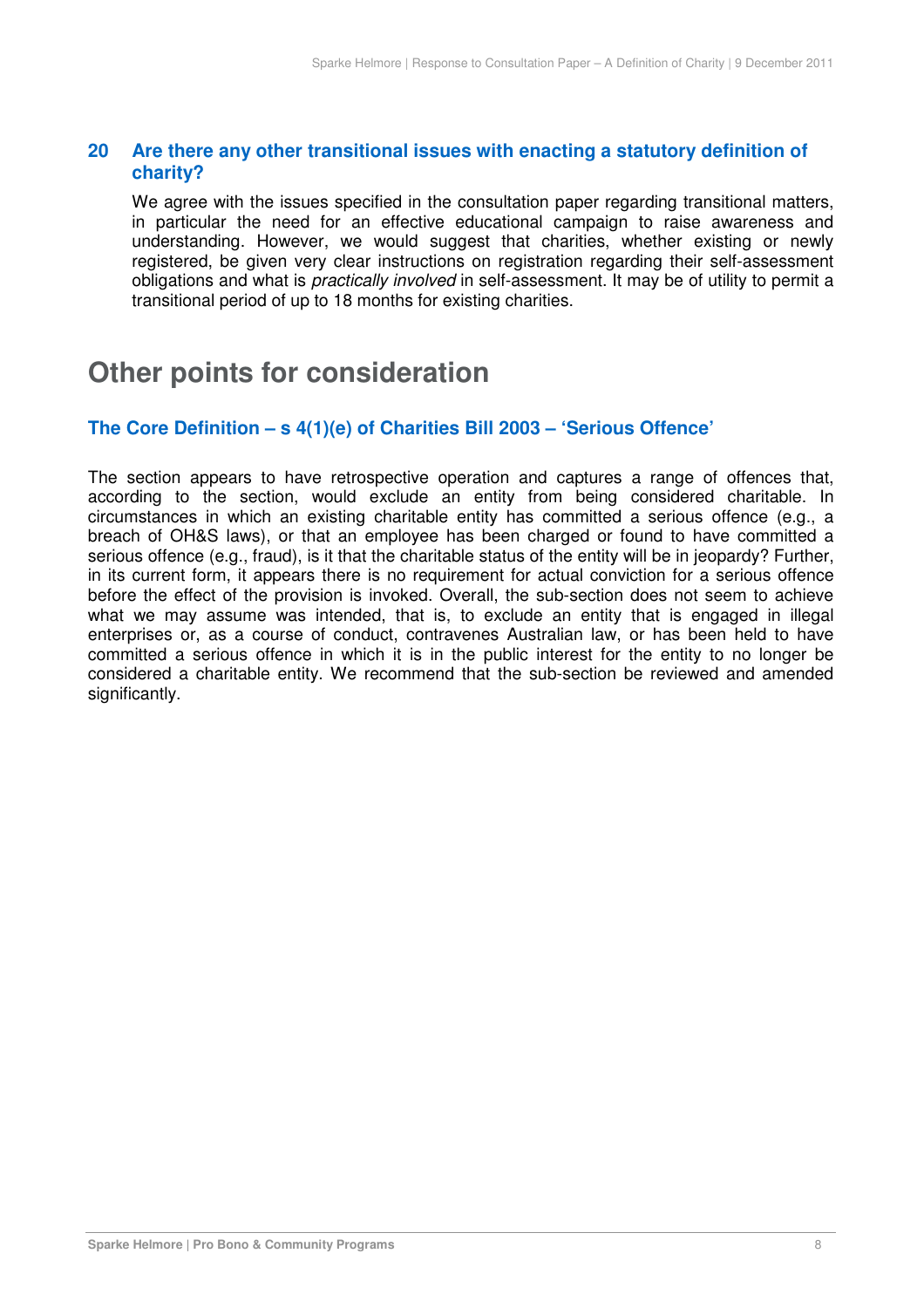### 20 Are there any other transitional issues with enacting a statutory definition of charity?

We agree with the issues specified in the consultation paper regarding transitional matters, in particular the need for an effective educational campaign to raise awareness and understanding. However, we would suggest that charities, whether existing or newly registered, be given very clear instructions on registration regarding their self-assessment obligations and what is *practically involved* in self-assessment. It may be of utility to permit a transitional period of up to 18 months for existing charities.

# Other points for consideration

### The Core Definition – s 4(1)(e) of Charities Bill 2003 – 'Serious Offence'

The section appears to have retrospective operation and captures a range of offences that, according to the section, would exclude an entity from being considered charitable. In circumstances in which an existing charitable entity has committed a serious offence (e.g., a breach of OH&S laws), or that an employee has been charged or found to have committed a serious offence (e.g., fraud), is it that the charitable status of the entity will be in jeopardy? Further, in its current form, it appears there is no requirement for actual conviction for a serious offence before the effect of the provision is invoked. Overall, the sub-section does not seem to achieve what we may assume was intended, that is, to exclude an entity that is engaged in illegal enterprises or, as a course of conduct, contravenes Australian law, or has been held to have committed a serious offence in which it is in the public interest for the entity to no longer be considered a charitable entity. We recommend that the sub-section be reviewed and amended significantly.